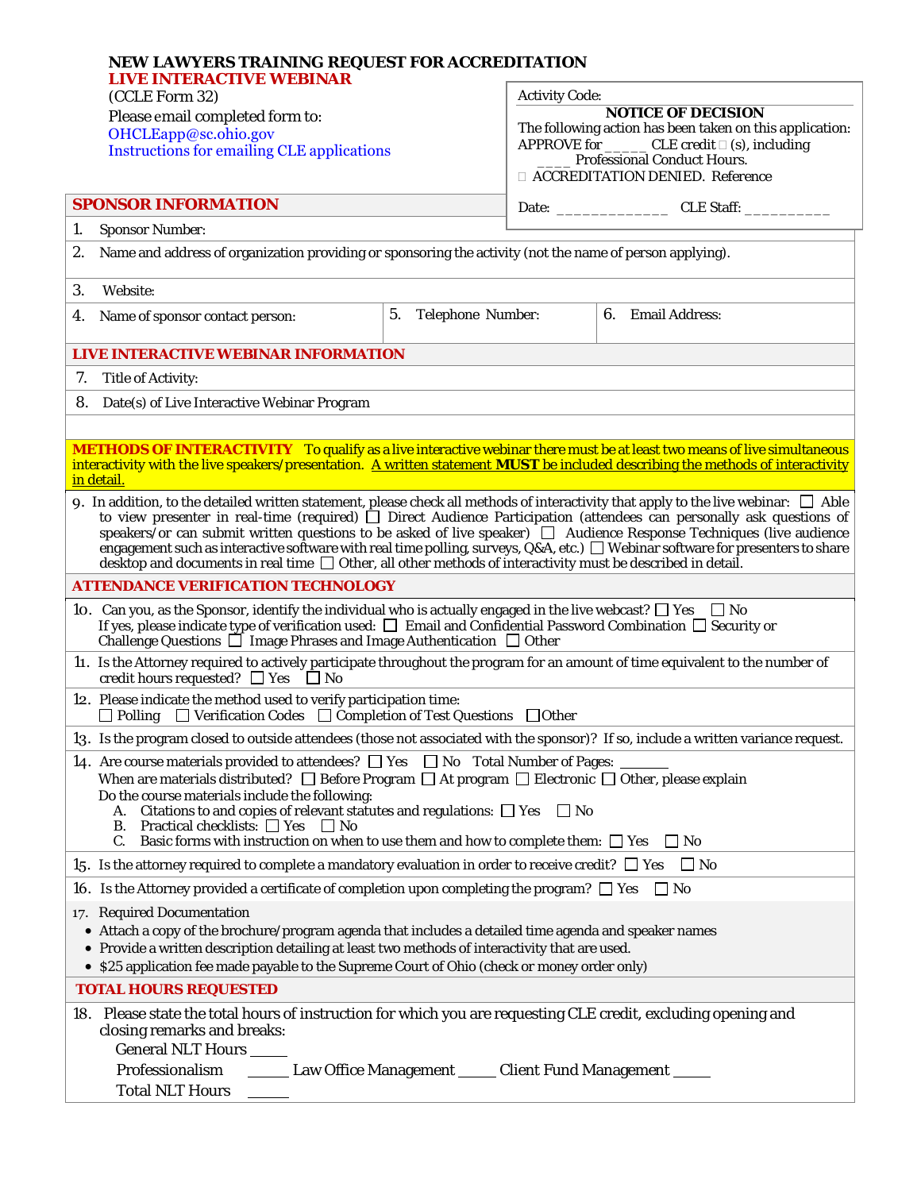# NEW LAWYERS TRAINING REQUEST FOR ACCREDITATION

## LIVE INTERACTIVE WEBINAR

(CCLE Form 32)

Please email completed form to:
OHCLEapp@sc.ohio.gov
Instructions for emailing CLE applications

Activity Code:

**NOTICE OF DECISION**

The following action has been taken on this application:
APPROVE for _____ CLE credit ☐ (s), including ____ Professional Conduct Hours.
☐ ACCREDITATION DENIED. Reference

Date: _____________ CLE Staff: __________

## SPONSOR INFORMATION

1. Sponsor Number:

2. Name and address of organization providing or sponsoring the activity (not the name of person applying).

3. Website:

4. Name of sponsor contact person:

5. Telephone Number:

6. Email Address:

## LIVE INTERACTIVE WEBINAR INFORMATION

7. Title of Activity:

8. Date(s) of Live Interactive Webinar Program

**METHODS OF INTERACTIVITY** To qualify as a live interactive webinar there must be at least two means of live simultaneous interactivity with the live speakers/presentation. A written statement **MUST** be included describing the methods of interactivity in detail.

9. In addition, to the detailed written statement, please check all methods of interactivity that apply to the live webinar: ☐ Able to view presenter in real-time (required) ☐ Direct Audience Participation (attendees can personally ask questions of speakers/or can submit written questions to be asked of live speaker) ☐ Audience Response Techniques (live audience engagement such as interactive software with real time polling, surveys, Q&A, etc.) ☐ Webinar software for presenters to share desktop and documents in real time ☐ Other, all other methods of interactivity must be described in detail.

## ATTENDANCE VERIFICATION TECHNOLOGY

10. Can you, as the Sponsor, identify the individual who is actually engaged in the live webcast? ☐ Yes ☐ No
If yes, please indicate type of verification used: ☐ Email and Confidential Password Combination ☐ Security or Challenge Questions ☐ Image Phrases and Image Authentication ☐ Other

11. Is the Attorney required to actively participate throughout the program for an amount of time equivalent to the number of credit hours requested? ☐ Yes ☐ No

12. Please indicate the method used to verify participation time:
☐ Polling ☐ Verification Codes ☐ Completion of Test Questions ☐ Other

13. Is the program closed to outside attendees (those not associated with the sponsor)? If so, include a written variance request.

14. Are course materials provided to attendees? ☐ Yes ☐ No Total Number of Pages: _______
When are materials distributed? ☐ Before Program ☐ At program ☐ Electronic ☐ Other, please explain
Do the course materials include the following:
   A. Citations to and copies of relevant statutes and regulations: ☐ Yes ☐ No
   B. Practical checklists: ☐ Yes ☐ No
   C. Basic forms with instruction on when to use them and how to complete them: ☐ Yes ☐ No

15. Is the attorney required to complete a mandatory evaluation in order to receive credit? ☐ Yes ☐ No

16. Is the Attorney provided a certificate of completion upon completing the program? ☐ Yes ☐ No

17. Required Documentation
- Attach a copy of the brochure/program agenda that includes a detailed time agenda and speaker names
- Provide a written description detailing at least two methods of interactivity that are used.
- $25 application fee made payable to the Supreme Court of Ohio (check or money order only)

## TOTAL HOURS REQUESTED

18. Please state the total hours of instruction for which you are requesting CLE credit, excluding opening and closing remarks and breaks:
General NLT Hours _____
Professionalism _____ Law Office Management _____ Client Fund Management _____
Total NLT Hours _____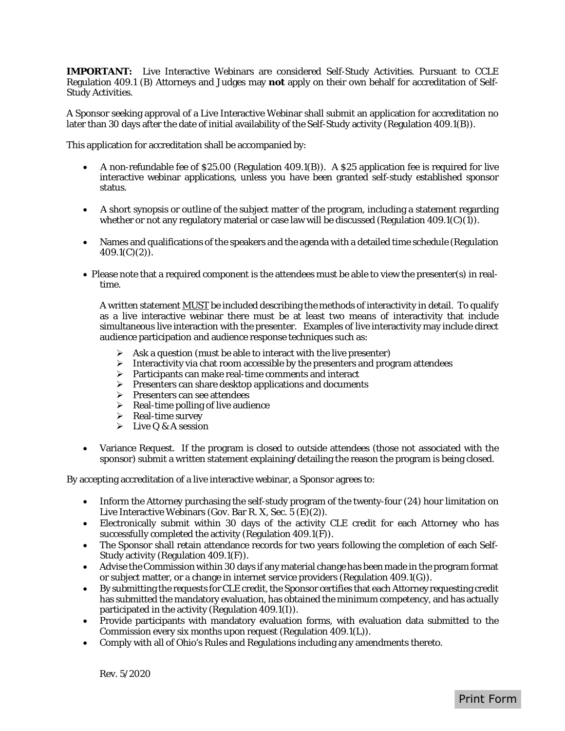**IMPORTANT:** Live Interactive Webinars are considered Self-Study Activities. Pursuant to CCLE Regulation 409.1 (B) Attorneys and Judges may **not** apply on their own behalf for accreditation of Self-Study Activities.

A Sponsor seeking approval of a Live Interactive Webinar shall submit an application for accreditation no later than 30 days after the date of initial availability of the Self-Study activity (Regulation 409.1(B)).

This application for accreditation shall be accompanied by:

- A non-refundable fee of $25.00 (Regulation 409.1(B)). A $25 application fee is required for live interactive webinar applications, unless you have been granted self-study established sponsor status.
- A short synopsis or outline of the subject matter of the program, including a statement regarding whether or not any regulatory material or case law will be discussed (Regulation 409.1(C)(1)).
- Names and qualifications of the speakers and the agenda with a detailed time schedule (Regulation 409.1(C)(2)).
- Please note that a required component is the attendees must be able to view the presenter(s) in real-time.

  A written statement <u>MUST</u> be included describing the methods of interactivity in detail. To qualify as a live interactive webinar there must be at least two means of interactivity that include simultaneous live interaction with the presenter. Examples of live interactivity may include direct audience participation and audience response techniques such as:

  - Ask a question (must be able to interact with the live presenter)
  - Interactivity via chat room accessible by the presenters and program attendees
  - Participants can make real-time comments and interact
  - Presenters can share desktop applications and documents
  - Presenters can see attendees
  - Real-time polling of live audience
  - Real-time survey
  - Live Q & A session
- Variance Request. If the program is closed to outside attendees (those not associated with the sponsor) submit a written statement explaining/detailing the reason the program is being closed.

By accepting accreditation of a live interactive webinar, a Sponsor agrees to:

- Inform the Attorney purchasing the self-study program of the twenty-four (24) hour limitation on Live Interactive Webinars (Gov. Bar R. X, Sec. 5 (E)(2)).
- Electronically submit within 30 days of the activity CLE credit for each Attorney who has successfully completed the activity (Regulation 409.1(F)).
- The Sponsor shall retain attendance records for two years following the completion of each Self-Study activity (Regulation 409.1(F)).
- Advise the Commission within 30 days if any material change has been made in the program format or subject matter, or a change in internet service providers (Regulation 409.1(G)).
- By submitting the requests for CLE credit, the Sponsor certifies that each Attorney requesting credit has submitted the mandatory evaluation, has obtained the minimum competency, and has actually participated in the activity (Regulation 409.1(I)).
- Provide participants with mandatory evaluation forms, with evaluation data submitted to the Commission every six months upon request (Regulation 409.1(L)).
- Comply with all of Ohio's Rules and Regulations including any amendments thereto.

Rev. 5/2020

Print Form